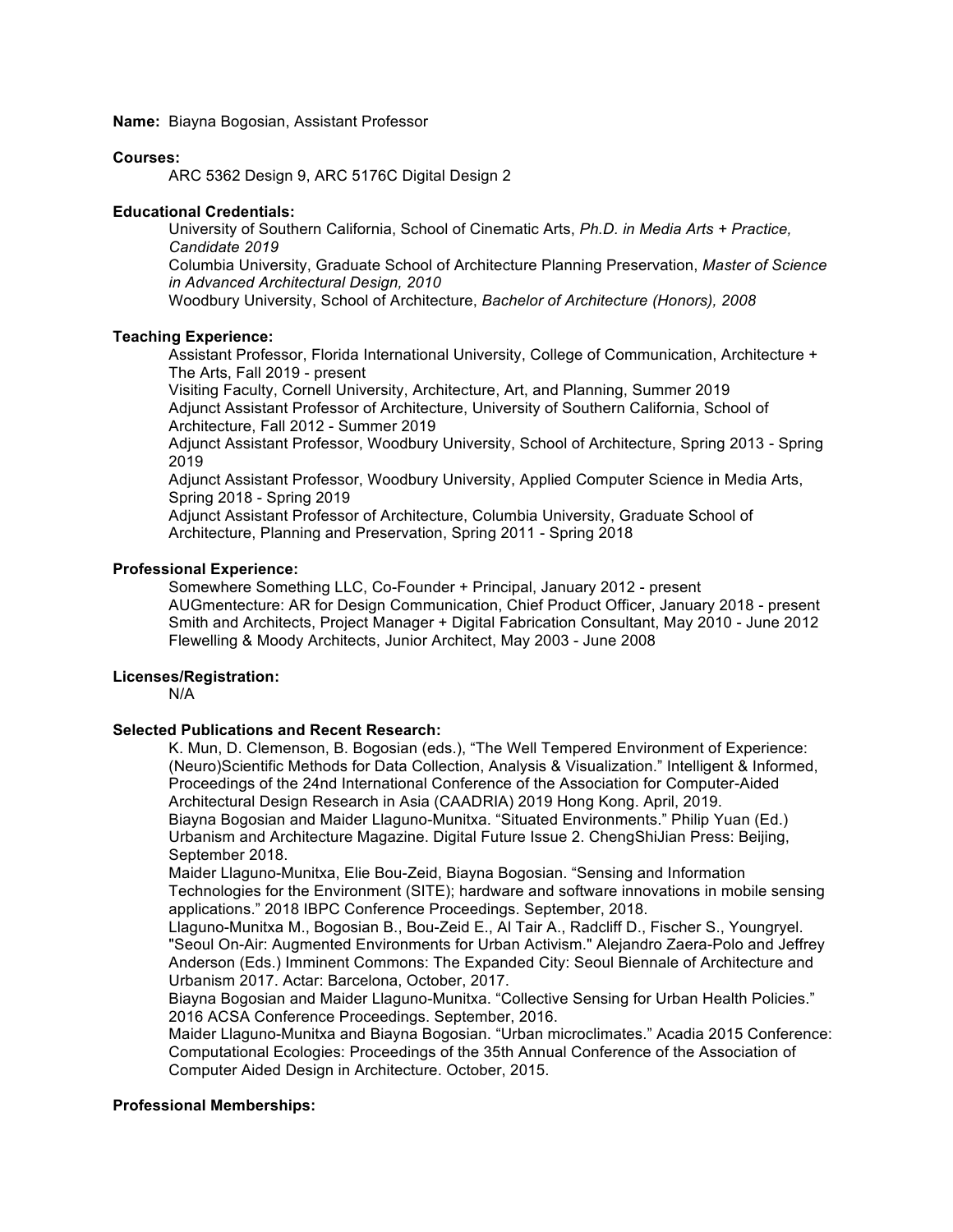**Name:** Biayna Bogosian, Assistant Professor

**Courses:**

ARC 5362 Design 9, ARC 5176C Digital Design 2

**Educational Credentials:**

University of Southern California, School of Cinematic Arts, *Ph.D. in Media Arts + Practice, Candidate 2019*
Columbia University, Graduate School of Architecture Planning Preservation, *Master of Science in Advanced Architectural Design, 2010*
Woodbury University, School of Architecture, *Bachelor of Architecture (Honors), 2008*

**Teaching Experience:**

Assistant Professor, Florida International University, College of Communication, Architecture + The Arts, Fall 2019 - present
Visiting Faculty, Cornell University, Architecture, Art, and Planning, Summer 2019
Adjunct Assistant Professor of Architecture, University of Southern California, School of Architecture, Fall 2012 - Summer 2019
Adjunct Assistant Professor, Woodbury University, School of Architecture, Spring 2013 - Spring 2019
Adjunct Assistant Professor, Woodbury University, Applied Computer Science in Media Arts, Spring 2018 - Spring 2019
Adjunct Assistant Professor of Architecture, Columbia University, Graduate School of Architecture, Planning and Preservation, Spring 2011 - Spring 2018

**Professional Experience:**

Somewhere Something LLC, Co-Founder + Principal, January 2012 - present
AUGmentecture: AR for Design Communication, Chief Product Officer, January 2018 - present
Smith and Architects, Project Manager + Digital Fabrication Consultant, May 2010 - June 2012
Flewelling & Moody Architects, Junior Architect, May 2003 - June 2008

**Licenses/Registration:**

N/A

**Selected Publications and Recent Research:**

K. Mun, D. Clemenson, B. Bogosian (eds.), "The Well Tempered Environment of Experience: (Neuro)Scientific Methods for Data Collection, Analysis & Visualization." Intelligent & Informed, Proceedings of the 24nd International Conference of the Association for Computer-Aided Architectural Design Research in Asia (CAADRIA) 2019 Hong Kong. April, 2019.
Biayna Bogosian and Maider Llaguno-Munitxa. "Situated Environments." Philip Yuan (Ed.) Urbanism and Architecture Magazine. Digital Future Issue 2. ChengShiJian Press: Beijing, September 2018.
Maider Llaguno-Munitxa, Elie Bou-Zeid, Biayna Bogosian. "Sensing and Information Technologies for the Environment (SITE); hardware and software innovations in mobile sensing applications." 2018 IBPC Conference Proceedings. September, 2018.
Llaguno-Munitxa M., Bogosian B., Bou-Zeid E., Al Tair A., Radcliff D., Fischer S., Youngryel. "Seoul On-Air: Augmented Environments for Urban Activism." Alejandro Zaera-Polo and Jeffrey Anderson (Eds.) Imminent Commons: The Expanded City: Seoul Biennale of Architecture and Urbanism 2017. Actar: Barcelona, October, 2017.
Biayna Bogosian and Maider Llaguno-Munitxa. "Collective Sensing for Urban Health Policies." 2016 ACSA Conference Proceedings. September, 2016.
Maider Llaguno-Munitxa and Biayna Bogosian. "Urban microclimates." Acadia 2015 Conference: Computational Ecologies: Proceedings of the 35th Annual Conference of the Association of Computer Aided Design in Architecture. October, 2015.

**Professional Memberships:**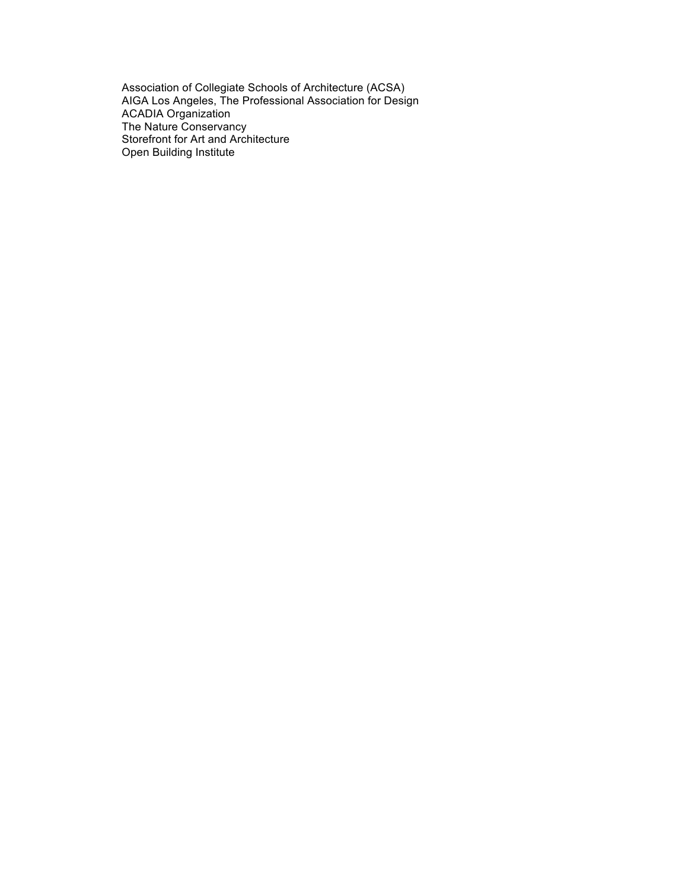Association of Collegiate Schools of Architecture (ACSA)
AIGA Los Angeles, The Professional Association for Design
ACADIA Organization
The Nature Conservancy
Storefront for Art and Architecture
Open Building Institute